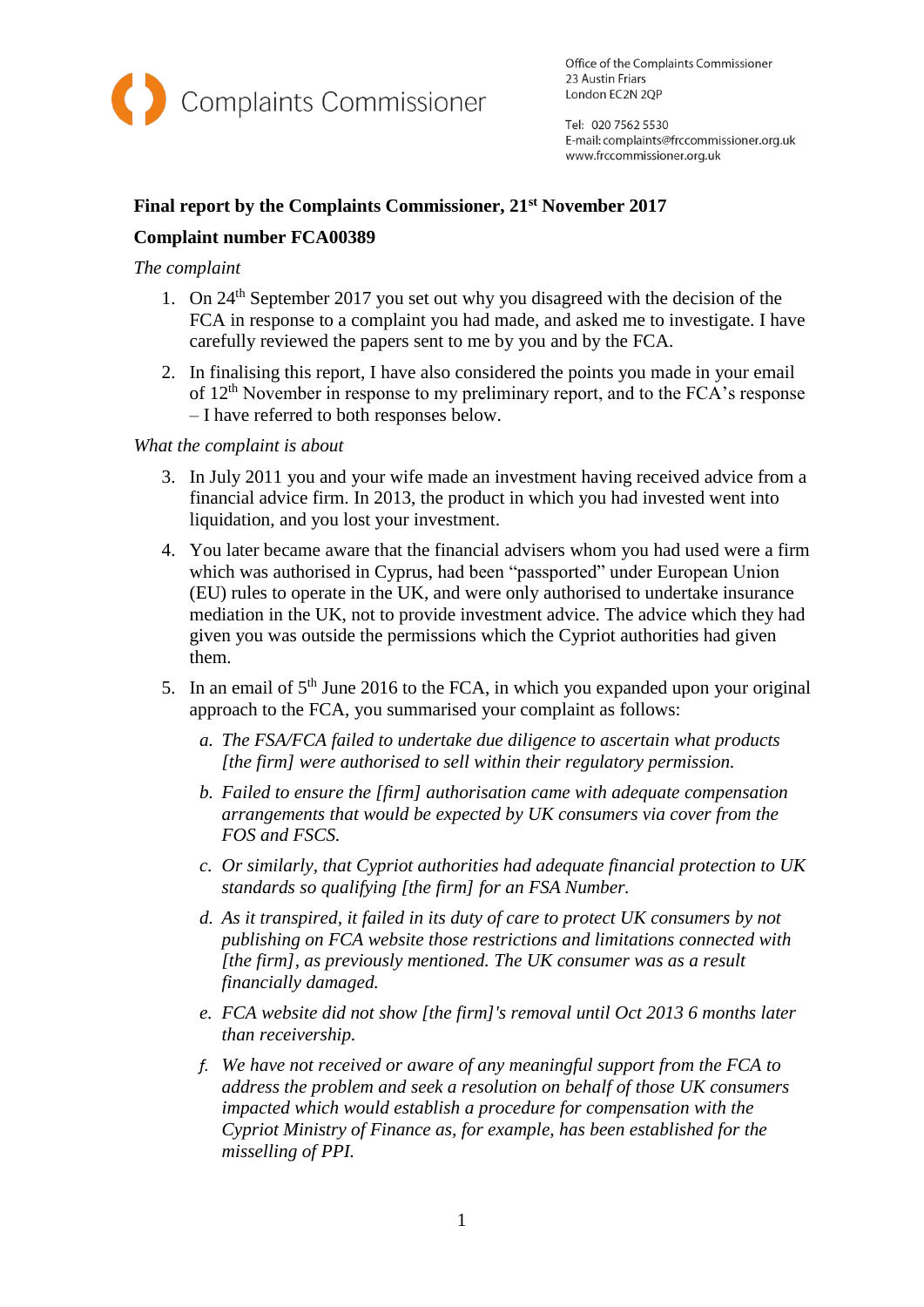Complaints Commissioner

Office of the Complaints Commissioner
23 Austin Friars
London EC2N 2QP

Tel: 020 7562 5530
E-mail: complaints@frccommissioner.org.uk
www.frccommissioner.org.uk

**Final report by the Complaints Commissioner, 21st November 2017**

**Complaint number FCA00389**

*The complaint*

1. On 24th September 2017 you set out why you disagreed with the decision of the FCA in response to a complaint you had made, and asked me to investigate. I have carefully reviewed the papers sent to me by you and by the FCA.

2. In finalising this report, I have also considered the points you made in your email of 12th November in response to my preliminary report, and to the FCA's response – I have referred to both responses below.

*What the complaint is about*

3. In July 2011 you and your wife made an investment having received advice from a financial advice firm. In 2013, the product in which you had invested went into liquidation, and you lost your investment.

4. You later became aware that the financial advisers whom you had used were a firm which was authorised in Cyprus, had been "passported" under European Union (EU) rules to operate in the UK, and were only authorised to undertake insurance mediation in the UK, not to provide investment advice. The advice which they had given you was outside the permissions which the Cypriot authorities had given them.

5. In an email of 5th June 2016 to the FCA, in which you expanded upon your original approach to the FCA, you summarised your complaint as follows:

   a. *The FSA/FCA failed to undertake due diligence to ascertain what products [the firm] were authorised to sell within their regulatory permission.*

   b. *Failed to ensure the [firm] authorisation came with adequate compensation arrangements that would be expected by UK consumers via cover from the FOS and FSCS.*

   c. *Or similarly, that Cypriot authorities had adequate financial protection to UK standards so qualifying [the firm] for an FSA Number.*

   d. *As it transpired, it failed in its duty of care to protect UK consumers by not publishing on FCA website those restrictions and limitations connected with [the firm], as previously mentioned. The UK consumer was as a result financially damaged.*

   e. *FCA website did not show [the firm]'s removal until Oct 2013 6 months later than receivership.*

   f. *We have not received or aware of any meaningful support from the FCA to address the problem and seek a resolution on behalf of those UK consumers impacted which would establish a procedure for compensation with the Cypriot Ministry of Finance as, for example, has been established for the misselling of PPI.*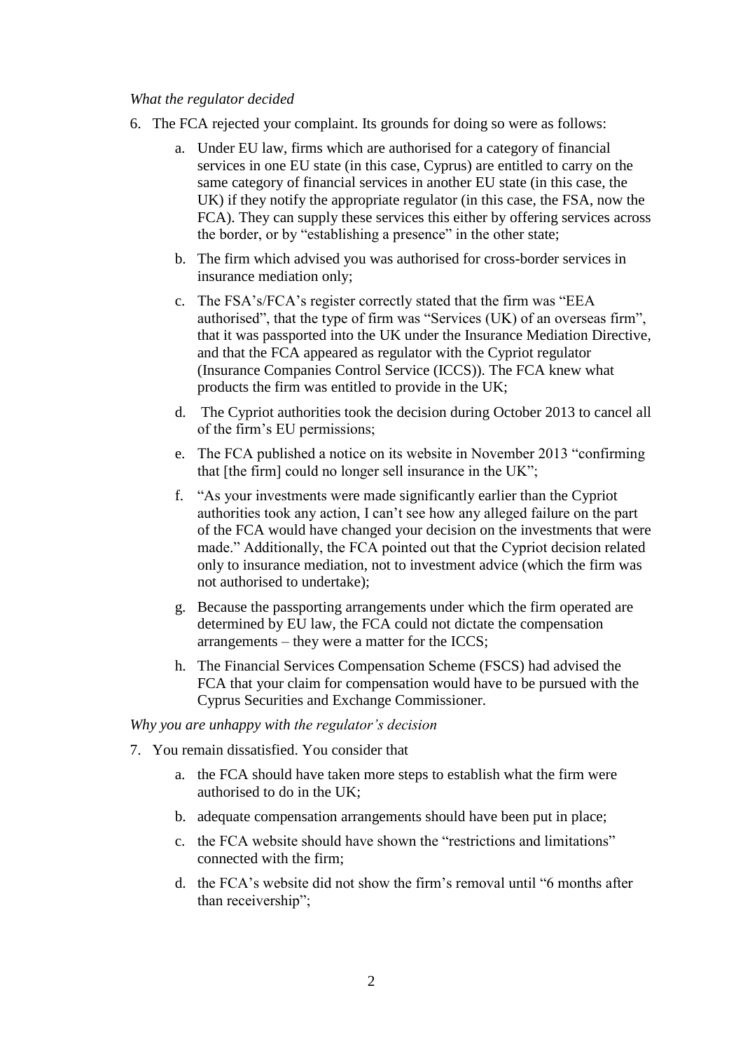*What the regulator decided*

6. The FCA rejected your complaint. Its grounds for doing so were as follows:

    a. Under EU law, firms which are authorised for a category of financial services in one EU state (in this case, Cyprus) are entitled to carry on the same category of financial services in another EU state (in this case, the UK) if they notify the appropriate regulator (in this case, the FSA, now the FCA). They can supply these services this either by offering services across the border, or by "establishing a presence" in the other state;

    b. The firm which advised you was authorised for cross-border services in insurance mediation only;

    c. The FSA's/FCA's register correctly stated that the firm was "EEA authorised", that the type of firm was "Services (UK) of an overseas firm", that it was passported into the UK under the Insurance Mediation Directive, and that the FCA appeared as regulator with the Cypriot regulator (Insurance Companies Control Service (ICCS)). The FCA knew what products the firm was entitled to provide in the UK;

    d. The Cypriot authorities took the decision during October 2013 to cancel all of the firm's EU permissions;

    e. The FCA published a notice on its website in November 2013 "confirming that [the firm] could no longer sell insurance in the UK";

    f. "As your investments were made significantly earlier than the Cypriot authorities took any action, I can't see how any alleged failure on the part of the FCA would have changed your decision on the investments that were made." Additionally, the FCA pointed out that the Cypriot decision related only to insurance mediation, not to investment advice (which the firm was not authorised to undertake);

    g. Because the passporting arrangements under which the firm operated are determined by EU law, the FCA could not dictate the compensation arrangements – they were a matter for the ICCS;

    h. The Financial Services Compensation Scheme (FSCS) had advised the FCA that your claim for compensation would have to be pursued with the Cyprus Securities and Exchange Commissioner.

*Why you are unhappy with the regulator's decision*

7. You remain dissatisfied. You consider that

    a. the FCA should have taken more steps to establish what the firm were authorised to do in the UK;

    b. adequate compensation arrangements should have been put in place;

    c. the FCA website should have shown the "restrictions and limitations" connected with the firm;

    d. the FCA's website did not show the firm's removal until "6 months after than receivership";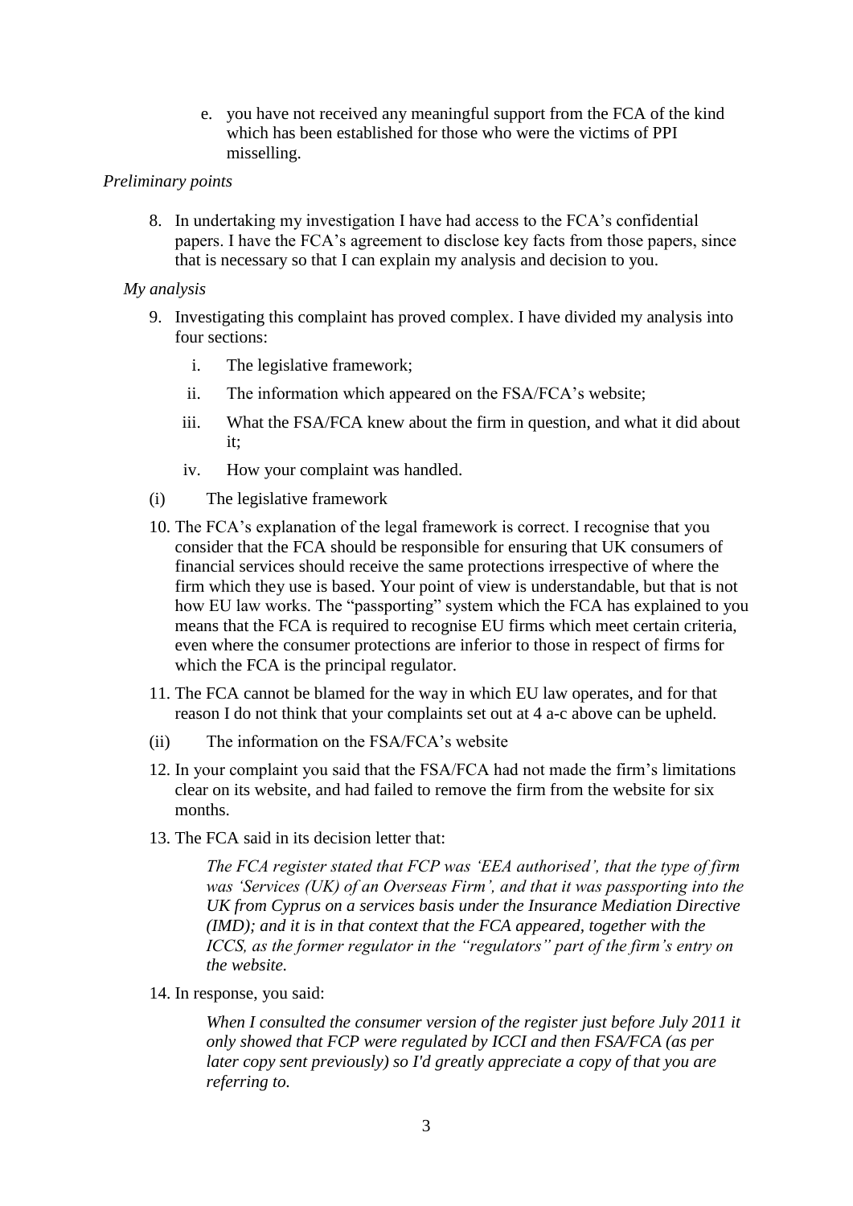e. you have not received any meaningful support from the FCA of the kind which has been established for those who were the victims of PPI misselling.

*Preliminary points*

8. In undertaking my investigation I have had access to the FCA's confidential papers. I have the FCA's agreement to disclose key facts from those papers, since that is necessary so that I can explain my analysis and decision to you.

*My analysis*

9. Investigating this complaint has proved complex. I have divided my analysis into four sections:
    i. The legislative framework;
    ii. The information which appeared on the FSA/FCA's website;
    iii. What the FSA/FCA knew about the firm in question, and what it did about it;
    iv. How your complaint was handled.

(i) The legislative framework

10. The FCA's explanation of the legal framework is correct. I recognise that you consider that the FCA should be responsible for ensuring that UK consumers of financial services should receive the same protections irrespective of where the firm which they use is based. Your point of view is understandable, but that is not how EU law works. The "passporting" system which the FCA has explained to you means that the FCA is required to recognise EU firms which meet certain criteria, even where the consumer protections are inferior to those in respect of firms for which the FCA is the principal regulator.

11. The FCA cannot be blamed for the way in which EU law operates, and for that reason I do not think that your complaints set out at 4 a-c above can be upheld.

(ii) The information on the FSA/FCA's website

12. In your complaint you said that the FSA/FCA had not made the firm's limitations clear on its website, and had failed to remove the firm from the website for six months.

13. The FCA said in its decision letter that:

    *The FCA register stated that FCP was 'EEA authorised', that the type of firm was 'Services (UK) of an Overseas Firm', and that it was passporting into the UK from Cyprus on a services basis under the Insurance Mediation Directive (IMD); and it is in that context that the FCA appeared, together with the ICCS, as the former regulator in the "regulators" part of the firm's entry on the website.*

14. In response, you said:

    *When I consulted the consumer version of the register just before July 2011 it only showed that FCP were regulated by ICCI and then FSA/FCA (as per later copy sent previously) so I'd greatly appreciate a copy of that you are referring to.*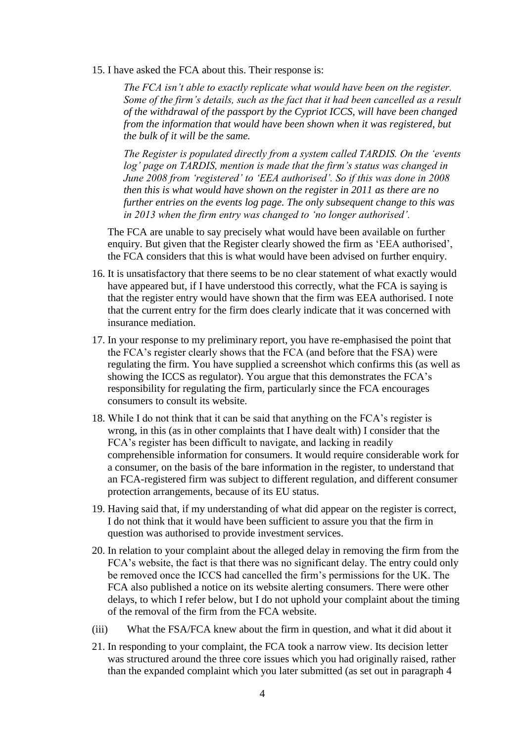15. I have asked the FCA about this. Their response is:

    *The FCA isn't able to exactly replicate what would have been on the register. Some of the firm's details, such as the fact that it had been cancelled as a result of the withdrawal of the passport by the Cypriot ICCS, will have been changed from the information that would have been shown when it was registered, but the bulk of it will be the same.*

    *The Register is populated directly from a system called TARDIS. On the 'events log' page on TARDIS, mention is made that the firm's status was changed in June 2008 from 'registered' to 'EEA authorised'. So if this was done in 2008 then this is what would have shown on the register in 2011 as there are no further entries on the events log page. The only subsequent change to this was in 2013 when the firm entry was changed to 'no longer authorised'.*

    The FCA are unable to say precisely what would have been available on further enquiry. But given that the Register clearly showed the firm as 'EEA authorised', the FCA considers that this is what would have been advised on further enquiry.

16. It is unsatisfactory that there seems to be no clear statement of what exactly would have appeared but, if I have understood this correctly, what the FCA is saying is that the register entry would have shown that the firm was EEA authorised. I note that the current entry for the firm does clearly indicate that it was concerned with insurance mediation.

17. In your response to my preliminary report, you have re-emphasised the point that the FCA's register clearly shows that the FCA (and before that the FSA) were regulating the firm. You have supplied a screenshot which confirms this (as well as showing the ICCS as regulator). You argue that this demonstrates the FCA's responsibility for regulating the firm, particularly since the FCA encourages consumers to consult its website.

18. While I do not think that it can be said that anything on the FCA's register is wrong, in this (as in other complaints that I have dealt with) I consider that the FCA's register has been difficult to navigate, and lacking in readily comprehensible information for consumers. It would require considerable work for a consumer, on the basis of the bare information in the register, to understand that an FCA-registered firm was subject to different regulation, and different consumer protection arrangements, because of its EU status.

19. Having said that, if my understanding of what did appear on the register is correct, I do not think that it would have been sufficient to assure you that the firm in question was authorised to provide investment services.

20. In relation to your complaint about the alleged delay in removing the firm from the FCA's website, the fact is that there was no significant delay. The entry could only be removed once the ICCS had cancelled the firm's permissions for the UK. The FCA also published a notice on its website alerting consumers. There were other delays, to which I refer below, but I do not uphold your complaint about the timing of the removal of the firm from the FCA website.

(iii) What the FSA/FCA knew about the firm in question, and what it did about it

21. In responding to your complaint, the FCA took a narrow view. Its decision letter was structured around the three core issues which you had originally raised, rather than the expanded complaint which you later submitted (as set out in paragraph 4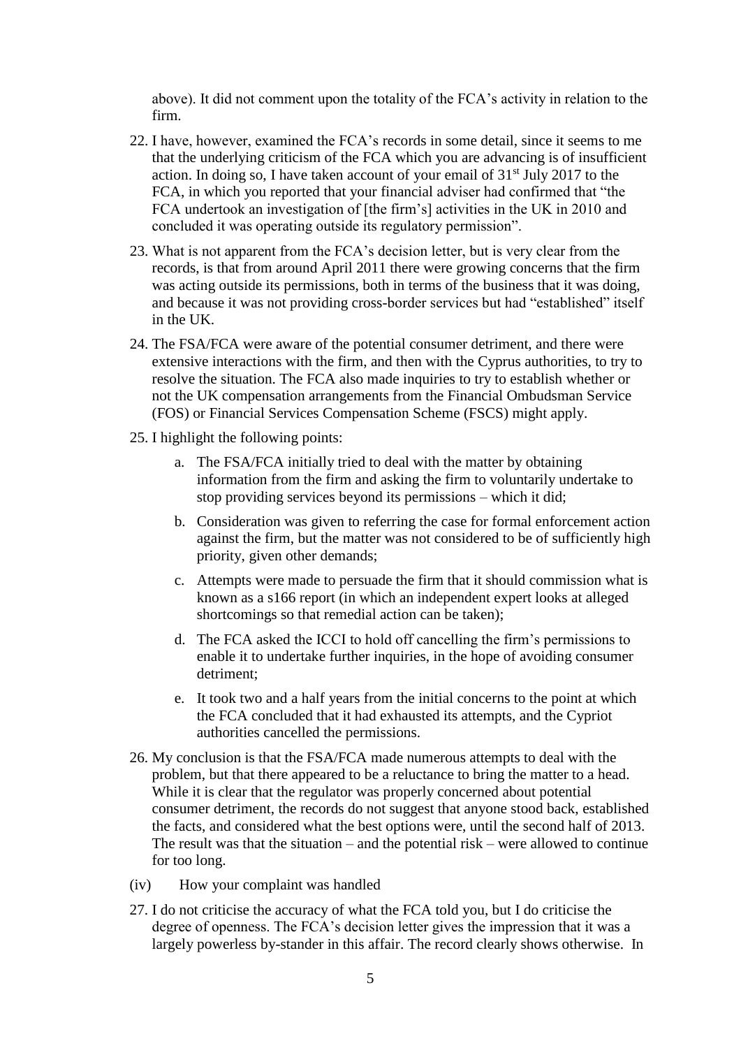above). It did not comment upon the totality of the FCA's activity in relation to the firm.

22. I have, however, examined the FCA's records in some detail, since it seems to me that the underlying criticism of the FCA which you are advancing is of insufficient action. In doing so, I have taken account of your email of 31st July 2017 to the FCA, in which you reported that your financial adviser had confirmed that "the FCA undertook an investigation of [the firm's] activities in the UK in 2010 and concluded it was operating outside its regulatory permission".

23. What is not apparent from the FCA's decision letter, but is very clear from the records, is that from around April 2011 there were growing concerns that the firm was acting outside its permissions, both in terms of the business that it was doing, and because it was not providing cross-border services but had "established" itself in the UK.

24. The FSA/FCA were aware of the potential consumer detriment, and there were extensive interactions with the firm, and then with the Cyprus authorities, to try to resolve the situation. The FCA also made inquiries to try to establish whether or not the UK compensation arrangements from the Financial Ombudsman Service (FOS) or Financial Services Compensation Scheme (FSCS) might apply.

25. I highlight the following points:

    a. The FSA/FCA initially tried to deal with the matter by obtaining information from the firm and asking the firm to voluntarily undertake to stop providing services beyond its permissions – which it did;

    b. Consideration was given to referring the case for formal enforcement action against the firm, but the matter was not considered to be of sufficiently high priority, given other demands;

    c. Attempts were made to persuade the firm that it should commission what is known as a s166 report (in which an independent expert looks at alleged shortcomings so that remedial action can be taken);

    d. The FCA asked the ICCI to hold off cancelling the firm's permissions to enable it to undertake further inquiries, in the hope of avoiding consumer detriment;

    e. It took two and a half years from the initial concerns to the point at which the FCA concluded that it had exhausted its attempts, and the Cypriot authorities cancelled the permissions.

26. My conclusion is that the FSA/FCA made numerous attempts to deal with the problem, but that there appeared to be a reluctance to bring the matter to a head. While it is clear that the regulator was properly concerned about potential consumer detriment, the records do not suggest that anyone stood back, established the facts, and considered what the best options were, until the second half of 2013. The result was that the situation – and the potential risk – were allowed to continue for too long.

(iv) How your complaint was handled

27. I do not criticise the accuracy of what the FCA told you, but I do criticise the degree of openness. The FCA's decision letter gives the impression that it was a largely powerless by-stander in this affair. The record clearly shows otherwise. In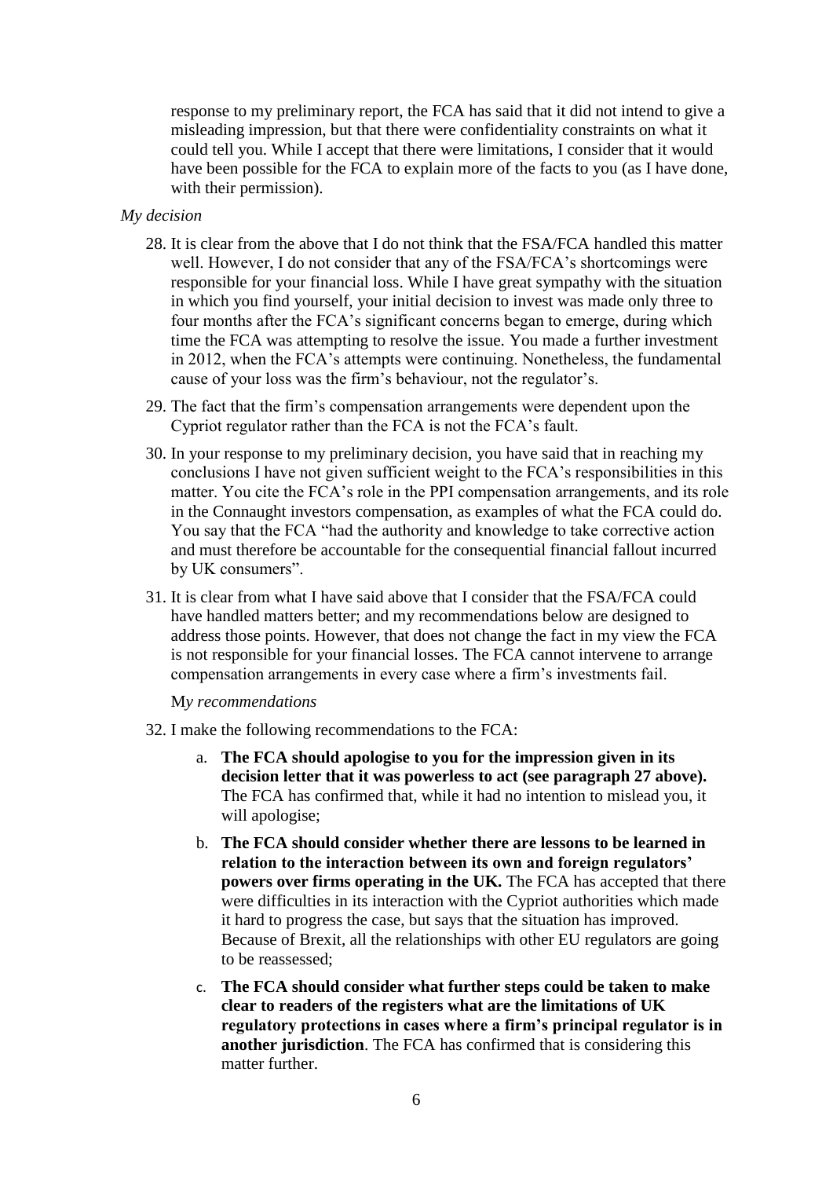response to my preliminary report, the FCA has said that it did not intend to give a misleading impression, but that there were confidentiality constraints on what it could tell you. While I accept that there were limitations, I consider that it would have been possible for the FCA to explain more of the facts to you (as I have done, with their permission).

*My decision*

28. It is clear from the above that I do not think that the FSA/FCA handled this matter well. However, I do not consider that any of the FSA/FCA's shortcomings were responsible for your financial loss. While I have great sympathy with the situation in which you find yourself, your initial decision to invest was made only three to four months after the FCA's significant concerns began to emerge, during which time the FCA was attempting to resolve the issue. You made a further investment in 2012, when the FCA's attempts were continuing. Nonetheless, the fundamental cause of your loss was the firm's behaviour, not the regulator's.

29. The fact that the firm's compensation arrangements were dependent upon the Cypriot regulator rather than the FCA is not the FCA's fault.

30. In your response to my preliminary decision, you have said that in reaching my conclusions I have not given sufficient weight to the FCA's responsibilities in this matter. You cite the FCA's role in the PPI compensation arrangements, and its role in the Connaught investors compensation, as examples of what the FCA could do. You say that the FCA "had the authority and knowledge to take corrective action and must therefore be accountable for the consequential financial fallout incurred by UK consumers".

31. It is clear from what I have said above that I consider that the FSA/FCA could have handled matters better; and my recommendations below are designed to address those points. However, that does not change the fact in my view the FCA is not responsible for your financial losses. The FCA cannot intervene to arrange compensation arrangements in every case where a firm's investments fail.

M*y recommendations*

32. I make the following recommendations to the FCA:

    a. **The FCA should apologise to you for the impression given in its decision letter that it was powerless to act (see paragraph 27 above).** The FCA has confirmed that, while it had no intention to mislead you, it will apologise;

    b. **The FCA should consider whether there are lessons to be learned in relation to the interaction between its own and foreign regulators' powers over firms operating in the UK.** The FCA has accepted that there were difficulties in its interaction with the Cypriot authorities which made it hard to progress the case, but says that the situation has improved. Because of Brexit, all the relationships with other EU regulators are going to be reassessed;

    c. **The FCA should consider what further steps could be taken to make clear to readers of the registers what are the limitations of UK regulatory protections in cases where a firm's principal regulator is in another jurisdiction**. The FCA has confirmed that is considering this matter further.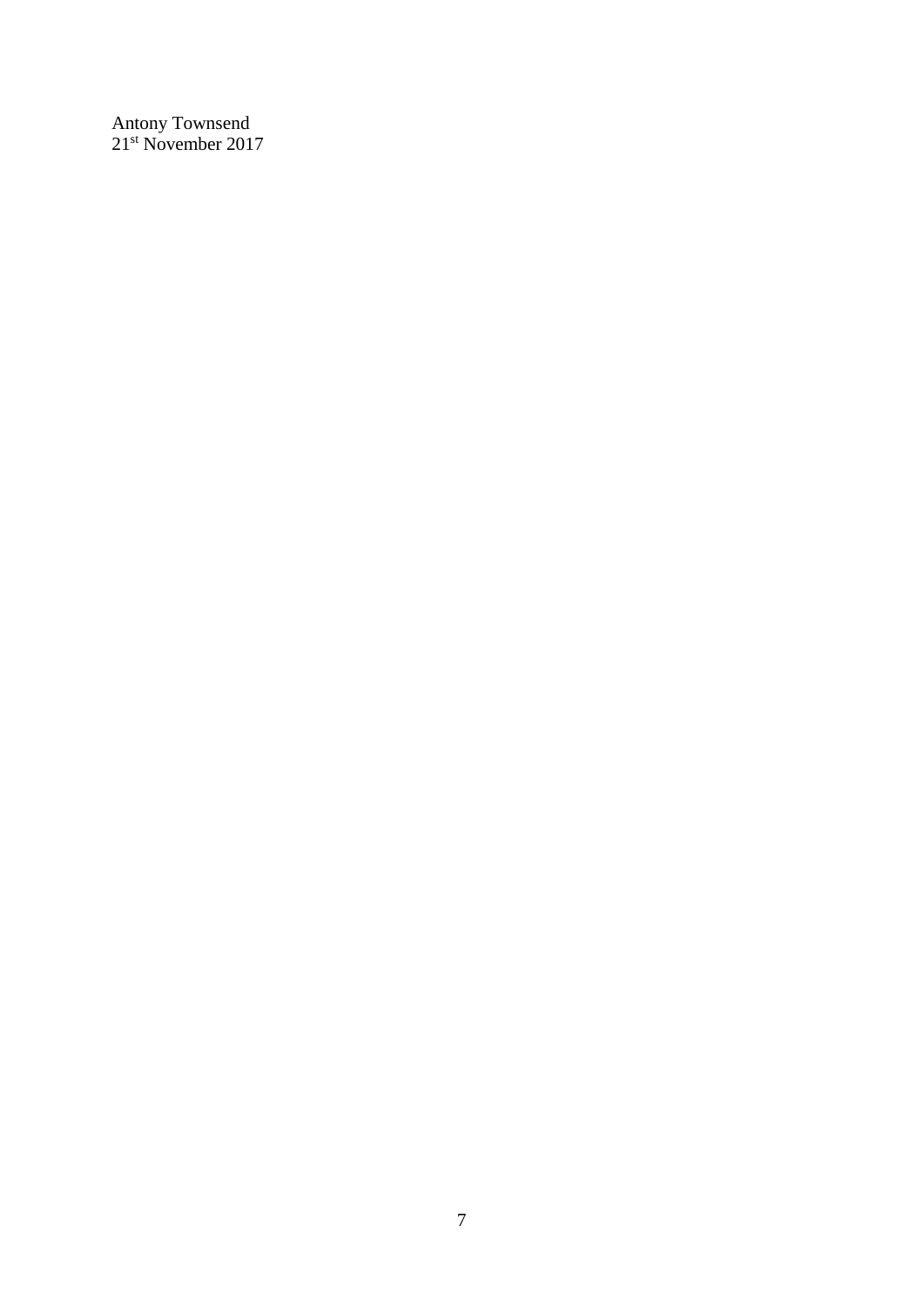Antony Townsend  
21st November 2017